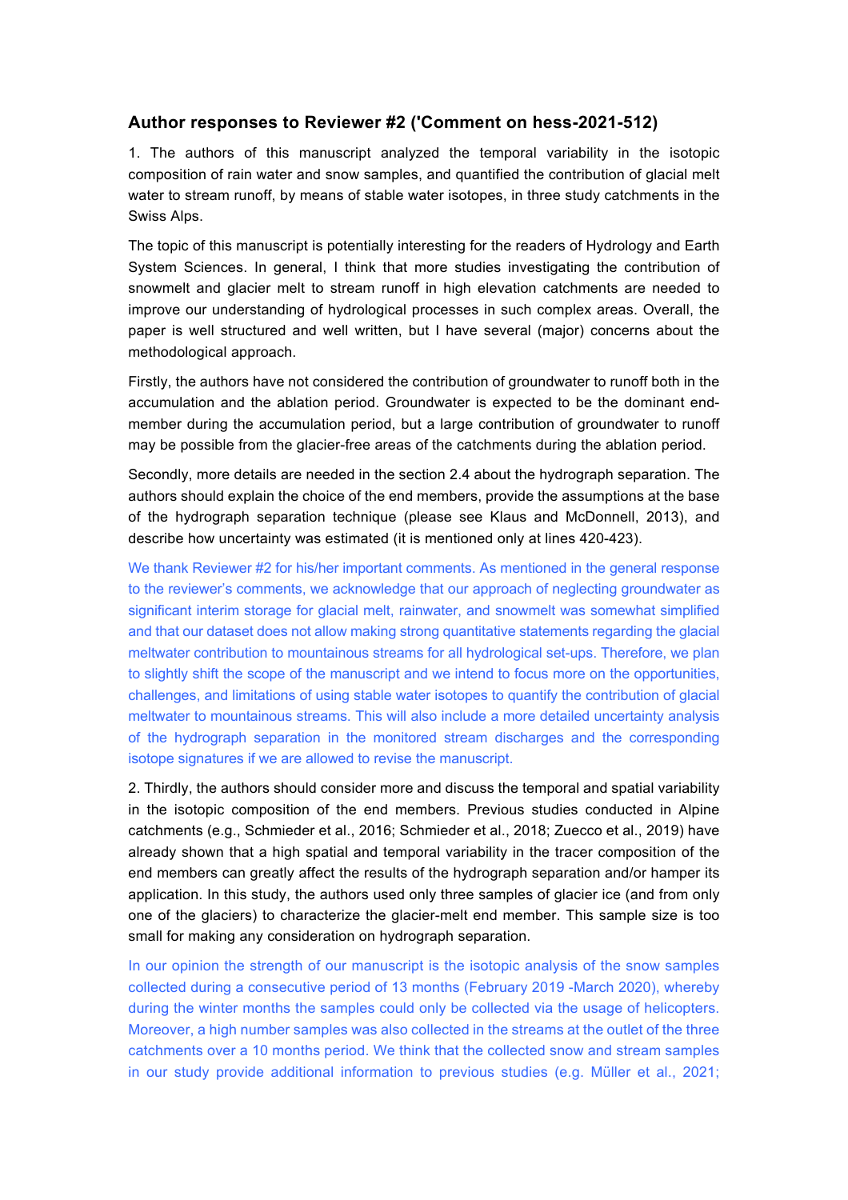## Author responses to Reviewer #2 ('Comment on hess-2021-512)

1. The authors of this manuscript analyzed the temporal variability in the isotopic composition of rain water and snow samples, and quantified the contribution of glacial melt water to stream runoff, by means of stable water isotopes, in three study catchments in the Swiss Alps.

The topic of this manuscript is potentially interesting for the readers of Hydrology and Earth System Sciences. In general, I think that more studies investigating the contribution of snowmelt and glacier melt to stream runoff in high elevation catchments are needed to improve our understanding of hydrological processes in such complex areas. Overall, the paper is well structured and well written, but I have several (major) concerns about the methodological approach.

Firstly, the authors have not considered the contribution of groundwater to runoff both in the accumulation and the ablation period. Groundwater is expected to be the dominant end-member during the accumulation period, but a large contribution of groundwater to runoff may be possible from the glacier-free areas of the catchments during the ablation period.

Secondly, more details are needed in the section 2.4 about the hydrograph separation. The authors should explain the choice of the end members, provide the assumptions at the base of the hydrograph separation technique (please see Klaus and McDonnell, 2013), and describe how uncertainty was estimated (it is mentioned only at lines 420-423).

We thank Reviewer #2 for his/her important comments. As mentioned in the general response to the reviewer's comments, we acknowledge that our approach of neglecting groundwater as significant interim storage for glacial melt, rainwater, and snowmelt was somewhat simplified and that our dataset does not allow making strong quantitative statements regarding the glacial meltwater contribution to mountainous streams for all hydrological set-ups. Therefore, we plan to slightly shift the scope of the manuscript and we intend to focus more on the opportunities, challenges, and limitations of using stable water isotopes to quantify the contribution of glacial meltwater to mountainous streams. This will also include a more detailed uncertainty analysis of the hydrograph separation in the monitored stream discharges and the corresponding isotope signatures if we are allowed to revise the manuscript.

2. Thirdly, the authors should consider more and discuss the temporal and spatial variability in the isotopic composition of the end members. Previous studies conducted in Alpine catchments (e.g., Schmieder et al., 2016; Schmieder et al., 2018; Zuecco et al., 2019) have already shown that a high spatial and temporal variability in the tracer composition of the end members can greatly affect the results of the hydrograph separation and/or hamper its application. In this study, the authors used only three samples of glacier ice (and from only one of the glaciers) to characterize the glacier-melt end member. This sample size is too small for making any consideration on hydrograph separation.

In our opinion the strength of our manuscript is the isotopic analysis of the snow samples collected during a consecutive period of 13 months (February 2019 -March 2020), whereby during the winter months the samples could only be collected via the usage of helicopters. Moreover, a high number samples was also collected in the streams at the outlet of the three catchments over a 10 months period. We think that the collected snow and stream samples in our study provide additional information to previous studies (e.g. Müller et al., 2021;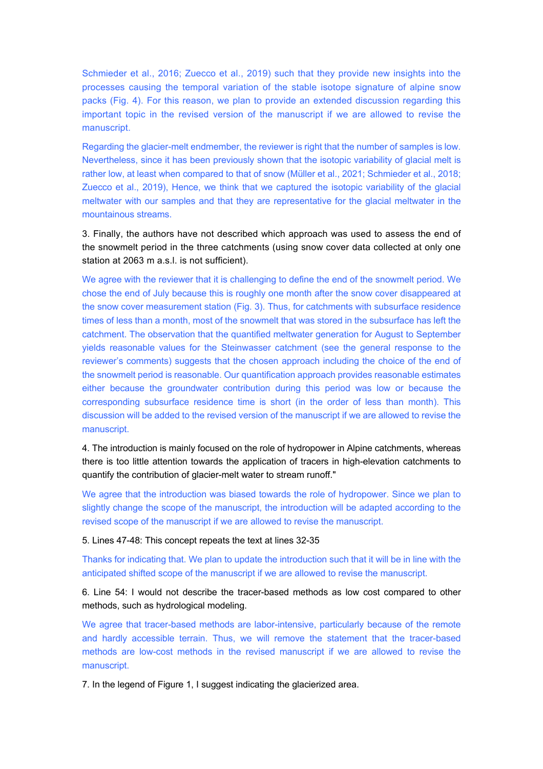Schmieder et al., 2016; Zuecco et al., 2019) such that they provide new insights into the processes causing the temporal variation of the stable isotope signature of alpine snow packs (Fig. 4). For this reason, we plan to provide an extended discussion regarding this important topic in the revised version of the manuscript if we are allowed to revise the manuscript.

Regarding the glacier-melt endmember, the reviewer is right that the number of samples is low. Nevertheless, since it has been previously shown that the isotopic variability of glacial melt is rather low, at least when compared to that of snow (Müller et al., 2021; Schmieder et al., 2018; Zuecco et al., 2019), Hence, we think that we captured the isotopic variability of the glacial meltwater with our samples and that they are representative for the glacial meltwater in the mountainous streams.

3. Finally, the authors have not described which approach was used to assess the end of the snowmelt period in the three catchments (using snow cover data collected at only one station at 2063 m a.s.l. is not sufficient).

We agree with the reviewer that it is challenging to define the end of the snowmelt period. We chose the end of July because this is roughly one month after the snow cover disappeared at the snow cover measurement station (Fig. 3). Thus, for catchments with subsurface residence times of less than a month, most of the snowmelt that was stored in the subsurface has left the catchment. The observation that the quantified meltwater generation for August to September yields reasonable values for the Steinwasser catchment (see the general response to the reviewer's comments) suggests that the chosen approach including the choice of the end of the snowmelt period is reasonable. Our quantification approach provides reasonable estimates either because the groundwater contribution during this period was low or because the corresponding subsurface residence time is short (in the order of less than month). This discussion will be added to the revised version of the manuscript if we are allowed to revise the manuscript.

4. The introduction is mainly focused on the role of hydropower in Alpine catchments, whereas there is too little attention towards the application of tracers in high-elevation catchments to quantify the contribution of glacier-melt water to stream runoff."

We agree that the introduction was biased towards the role of hydropower. Since we plan to slightly change the scope of the manuscript, the introduction will be adapted according to the revised scope of the manuscript if we are allowed to revise the manuscript.

5. Lines 47-48: This concept repeats the text at lines 32-35

Thanks for indicating that. We plan to update the introduction such that it will be in line with the anticipated shifted scope of the manuscript if we are allowed to revise the manuscript.

6. Line 54: I would not describe the tracer-based methods as low cost compared to other methods, such as hydrological modeling.

We agree that tracer-based methods are labor-intensive, particularly because of the remote and hardly accessible terrain. Thus, we will remove the statement that the tracer-based methods are low-cost methods in the revised manuscript if we are allowed to revise the manuscript.

7. In the legend of Figure 1, I suggest indicating the glacierized area.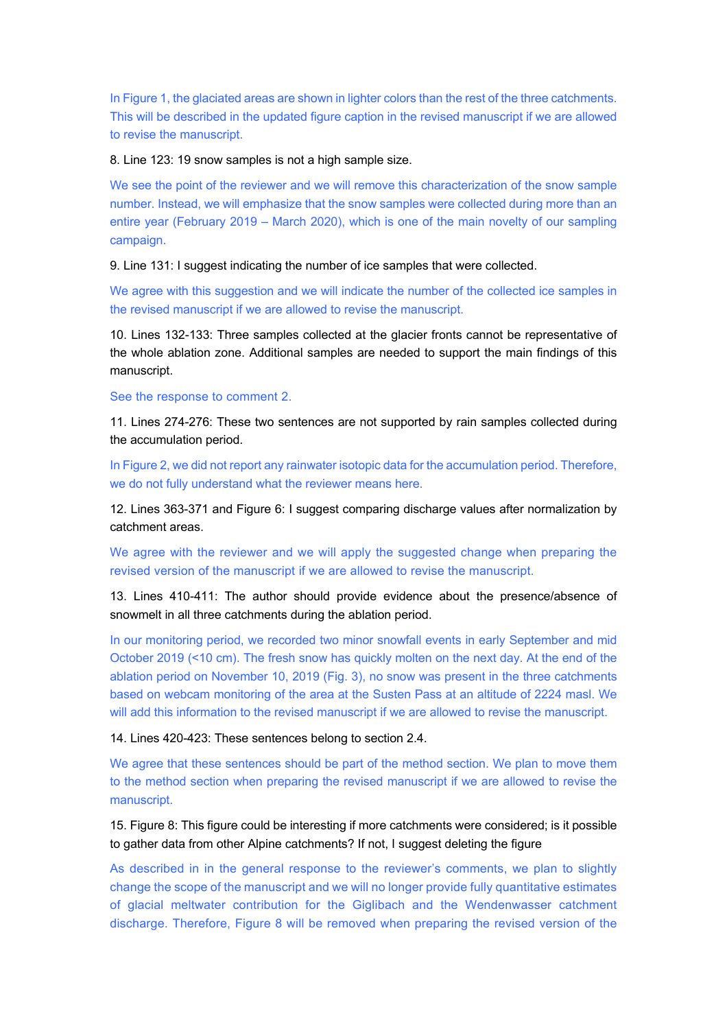In Figure 1, the glaciated areas are shown in lighter colors than the rest of the three catchments. This will be described in the updated figure caption in the revised manuscript if we are allowed to revise the manuscript.

8. Line 123: 19 snow samples is not a high sample size.

We see the point of the reviewer and we will remove this characterization of the snow sample number. Instead, we will emphasize that the snow samples were collected during more than an entire year (February 2019 – March 2020), which is one of the main novelty of our sampling campaign.

9. Line 131: I suggest indicating the number of ice samples that were collected.

We agree with this suggestion and we will indicate the number of the collected ice samples in the revised manuscript if we are allowed to revise the manuscript.

10. Lines 132-133: Three samples collected at the glacier fronts cannot be representative of the whole ablation zone. Additional samples are needed to support the main findings of this manuscript.

See the response to comment 2.

11. Lines 274-276: These two sentences are not supported by rain samples collected during the accumulation period.

In Figure 2, we did not report any rainwater isotopic data for the accumulation period. Therefore, we do not fully understand what the reviewer means here.

12. Lines 363-371 and Figure 6: I suggest comparing discharge values after normalization by catchment areas.

We agree with the reviewer and we will apply the suggested change when preparing the revised version of the manuscript if we are allowed to revise the manuscript.

13. Lines 410-411: The author should provide evidence about the presence/absence of snowmelt in all three catchments during the ablation period.

In our monitoring period, we recorded two minor snowfall events in early September and mid October 2019 (<10 cm). The fresh snow has quickly molten on the next day. At the end of the ablation period on November 10, 2019 (Fig. 3), no snow was present in the three catchments based on webcam monitoring of the area at the Susten Pass at an altitude of 2224 masl. We will add this information to the revised manuscript if we are allowed to revise the manuscript.

14. Lines 420-423: These sentences belong to section 2.4.

We agree that these sentences should be part of the method section. We plan to move them to the method section when preparing the revised manuscript if we are allowed to revise the manuscript.

15. Figure 8: This figure could be interesting if more catchments were considered; is it possible to gather data from other Alpine catchments? If not, I suggest deleting the figure

As described in in the general response to the reviewer's comments, we plan to slightly change the scope of the manuscript and we will no longer provide fully quantitative estimates of glacial meltwater contribution for the Giglibach and the Wendenwasser catchment discharge. Therefore, Figure 8 will be removed when preparing the revised version of the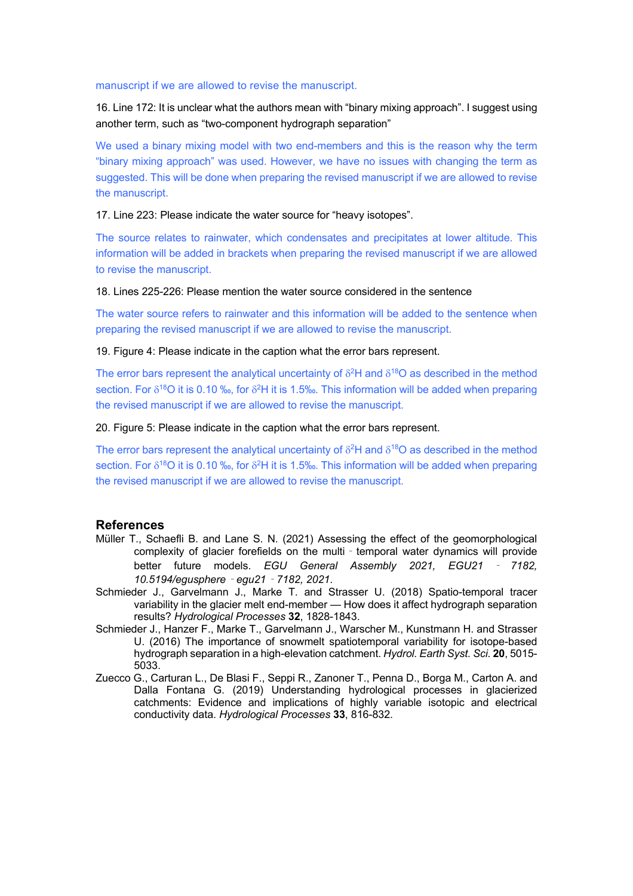manuscript if we are allowed to revise the manuscript.

16. Line 172: It is unclear what the authors mean with “binary mixing approach”. I suggest using another term, such as “two-component hydrograph separation”

We used a binary mixing model with two end-members and this is the reason why the term “binary mixing approach” was used. However, we have no issues with changing the term as suggested. This will be done when preparing the revised manuscript if we are allowed to revise the manuscript.

17. Line 223: Please indicate the water source for “heavy isotopes”.

The source relates to rainwater, which condensates and precipitates at lower altitude. This information will be added in brackets when preparing the revised manuscript if we are allowed to revise the manuscript.

18. Lines 225-226: Please mention the water source considered in the sentence

The water source refers to rainwater and this information will be added to the sentence when preparing the revised manuscript if we are allowed to revise the manuscript.

19. Figure 4: Please indicate in the caption what the error bars represent.

The error bars represent the analytical uncertainty of $\delta^{2}H$ and $\delta^{18}O$ as described in the method section. For $\delta^{18}O$ it is 0.10 ‰, for $\delta^{2}H$ it is 1.5‰. This information will be added when preparing the revised manuscript if we are allowed to revise the manuscript.

20. Figure 5: Please indicate in the caption what the error bars represent.

The error bars represent the analytical uncertainty of $\delta^{2}H$ and $\delta^{18}O$ as described in the method section. For $\delta^{18}O$ it is 0.10 ‰, for $\delta^{2}H$ it is 1.5‰. This information will be added when preparing the revised manuscript if we are allowed to revise the manuscript.

## References

Müller T., Schaefli B. and Lane S. N. (2021) Assessing the effect of the geomorphological complexity of glacier forefields on the multi‐temporal water dynamics will provide better future models. *EGU General Assembly 2021, EGU21‐7182, 10.5194/egusphere‐egu21‐7182, 2021*.

Schmieder J., Garvelmann J., Marke T. and Strasser U. (2018) Spatio-temporal tracer variability in the glacier melt end-member — How does it affect hydrograph separation results? *Hydrological Processes* **32**, 1828-1843.

Schmieder J., Hanzer F., Marke T., Garvelmann J., Warscher M., Kunstmann H. and Strasser U. (2016) The importance of snowmelt spatiotemporal variability for isotope-based hydrograph separation in a high-elevation catchment. *Hydrol. Earth Syst. Sci.* **20**, 5015-5033.

Zuecco G., Carturan L., De Blasi F., Seppi R., Zanoner T., Penna D., Borga M., Carton A. and Dalla Fontana G. (2019) Understanding hydrological processes in glacierized catchments: Evidence and implications of highly variable isotopic and electrical conductivity data. *Hydrological Processes* **33**, 816-832.